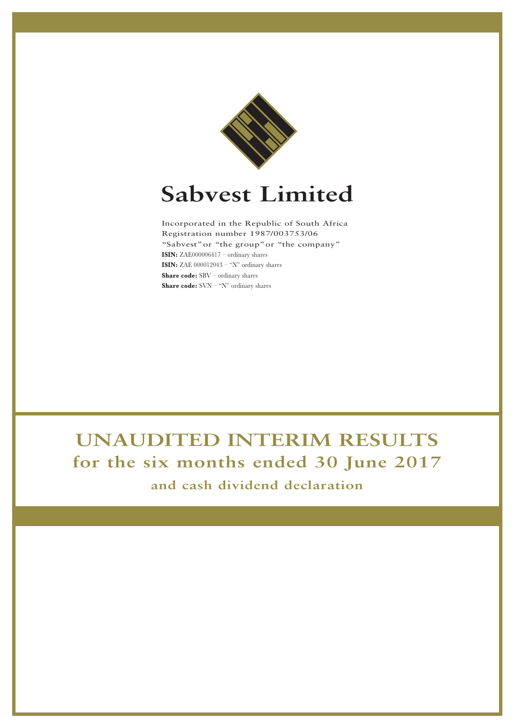# Sabvest Limited

Incorporated in the Republic of South Africa
Registration number 1987/003753/06
"Sabvest" or "the group" or "the company"
**ISIN:** ZAE000006417 – ordinary shares
**ISIN:** ZAE 000012043 – "N" ordinary shares
**Share code:** SBV – ordinary shares
**Share code:** SVN – "N" ordinary shares

# UNAUDITED INTERIM RESULTS
## for the six months ended 30 June 2017
### and cash dividend declaration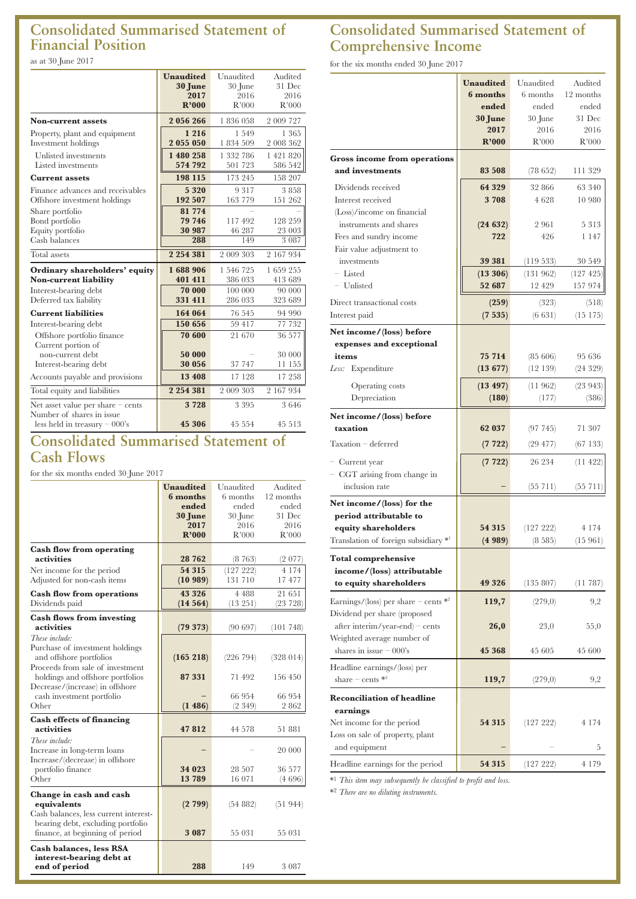# Consolidated Summarised Statement of Financial Position

as at 30 June 2017

| | **Unaudited 30 June 2017 R'000** | Unaudited 30 June 2016 R'000 | Audited 31 Dec 2016 R'000 |
|---|---|---|---|
| **Non-current assets** | **2 056 266** | 1 836 058 | 2 009 727 |
| Property, plant and equipment | **1 216** | 1 549 | 1 365 |
| Investment holdings | **2 055 050** | 1 834 509 | 2 008 362 |
| Unlisted investments | **1 480 258** | 1 332 786 | 1 421 820 |
| Listed investments | **574 792** | 501 723 | 586 542 |
| **Current assets** | **198 115** | 173 245 | 158 207 |
| Finance advances and receivables | **5 320** | 9 317 | 3 858 |
| Offshore investment holdings | **192 507** | 163 779 | 151 262 |
| Share portfolio | **81 774** | – | – |
| Bond portfolio | **79 746** | 117 492 | 128 259 |
| Equity portfolio | **30 987** | 46 287 | 23 003 |
| Cash balances | **288** | 149 | 3 087 |
| Total assets | **2 254 381** | 2 009 303 | 2 167 934 |
| **Ordinary shareholders' equity** | **1 688 906** | 1 546 725 | 1 659 255 |
| **Non-current liability** | **401 411** | 386 033 | 413 689 |
| Interest-bearing debt | **70 000** | 100 000 | 90 000 |
| Deferred tax liability | **331 411** | 286 033 | 323 689 |
| **Current liabilities** | **164 064** | 76 545 | 94 990 |
| Interest-bearing debt | **150 656** | 59 417 | 77 732 |
| Offshore portfolio finance | **70 600** | 21 670 | 36 577 |
| Current portion of non-current debt | **50 000** | – | 30 000 |
| Interest-bearing debt | **30 056** | 37 747 | 11 155 |
| Accounts payable and provisions | **13 408** | 17 128 | 17 258 |
| Total equity and liabilities | **2 254 381** | 2 009 303 | 2 167 934 |
| Net asset value per share – cents | **3 728** | 3 395 | 3 646 |
| Number of shares in issue less held in treasury – 000's | **45 306** | 45 554 | 45 513 |

# Consolidated Summarised Statement of Cash Flows

for the six months ended 30 June 2017

| | **Unaudited 6 months ended 30 June 2017 R'000** | Unaudited 6 months ended 30 June 2016 R'000 | Audited 12 months ended 31 Dec 2016 R'000 |
|---|---|---|---|
| **Cash flow from operating activities** | **28 762** | (8 763) | (2 077) |
| Net income for the period | **54 315** | (127 222) | 4 174 |
| Adjusted for non-cash items | **(10 989)** | 131 710 | 17 477 |
| **Cash flow from operations** | **43 326** | 4 488 | 21 651 |
| Dividends paid | **(14 564)** | (13 251) | (23 728) |
| **Cash flows from investing activities** | **(79 373)** | (90 697) | (101 748) |
| *These include:* | | | |
| Purchase of investment holdings and offshore portfolios | **(165 218)** | (226 794) | (328 014) |
| Proceeds from sale of investment holdings and offshore portfolios | **87 331** | 71 492 | 156 450 |
| Decrease/(increase) in offshore cash investment portfolio | **–** | 66 954 | 66 954 |
| Other | **(1 486)** | (2 349) | 2 862 |
| **Cash effects of financing activities** | **47 812** | 44 578 | 51 881 |
| *These include:* | | | |
| Increase in long-term loans | **–** | – | 20 000 |
| Increase/(decrease) in offshore portfolio finance | **34 023** | 28 507 | 36 577 |
| Other | **13 789** | 16 071 | (4 696) |
| **Change in cash and cash equivalents** | **(2 799)** | (54 882) | (51 944) |
| Cash balances, less current interest-bearing debt, excluding portfolio finance, at beginning of period | **3 087** | 55 031 | 55 031 |
| **Cash balances, less RSA interest-bearing debt at end of period** | **288** | 149 | 3 087 |

# Consolidated Summarised Statement of Comprehensive Income

for the six months ended 30 June 2017

| | **Unaudited 6 months ended 30 June 2017 R'000** | Unaudited 6 months ended 30 June 2016 R'000 | Audited 12 months ended 31 Dec 2016 R'000 |
|---|---|---|---|
| **Gross income from operations and investments** | **83 508** | (78 652) | 111 329 |
| Dividends received | **64 329** | 32 866 | 63 340 |
| Interest received | **3 708** | 4 628 | 10 980 |
| (Loss)/income on financial instruments and shares | **(24 632)** | 2 961 | 5 313 |
| Fees and sundry income | **722** | 426 | 1 147 |
| Fair value adjustment to investments | **39 381** | (119 533) | 30 549 |
| – Listed | **(13 306)** | (131 962) | (127 425) |
| – Unlisted | **52 687** | 12 429 | 157 974 |
| Direct transactional costs | **(259)** | (323) | (518) |
| Interest paid | **(7 535)** | (6 631) | (15 175) |
| **Net income/(loss) before expenses and exceptional items** | **75 714** | (85 606) | 95 636 |
| *Less:* Expenditure | **(13 677)** | (12 139) | (24 329) |
| Operating costs | **(13 497)** | (11 962) | (23 943) |
| Depreciation | **(180)** | (177) | (386) |
| **Net income/(loss) before taxation** | **62 037** | (97 745) | 71 307 |
| Taxation – deferred | **(7 722)** | (29 477) | (67 133) |
| – Current year | **(7 722)** | 26 234 | (11 422) |
| – CGT arising from change in inclusion rate | **–** | (55 711) | (55 711) |
| **Net income/(loss) for the period attributable to equity shareholders** | **54 315** | (127 222) | 4 174 |
| Translation of foreign subsidiary *[1] | **(4 989)** | (8 585) | (15 961) |
| **Total comprehensive income/(loss) attributable to equity shareholders** | **49 326** | (135 807) | (11 787) |
| Earnings/(loss) per share – cents *[2] | **119,7** | (279,0) | 9,2 |
| Dividend per share (proposed after interim/year-end) – cents | **26,0** | 23,0 | 55,0 |
| Weighted average number of shares in issue – 000's | **45 368** | 45 605 | 45 600 |
| Headline earnings/(loss) per share – cents *[2] | **119,7** | (279,0) | 9,2 |
| **Reconciliation of headline earnings** | | | |
| Net income for the period | **54 315** | (127 222) | 4 174 |
| Loss on sale of property, plant and equipment | **–** | – | 5 |
| Headline earnings for the period | **54 315** | (127 222) | 4 179 |

*[1] *This item may subsequently be classified to profit and loss.*

*[2] *There are no diluting instruments.*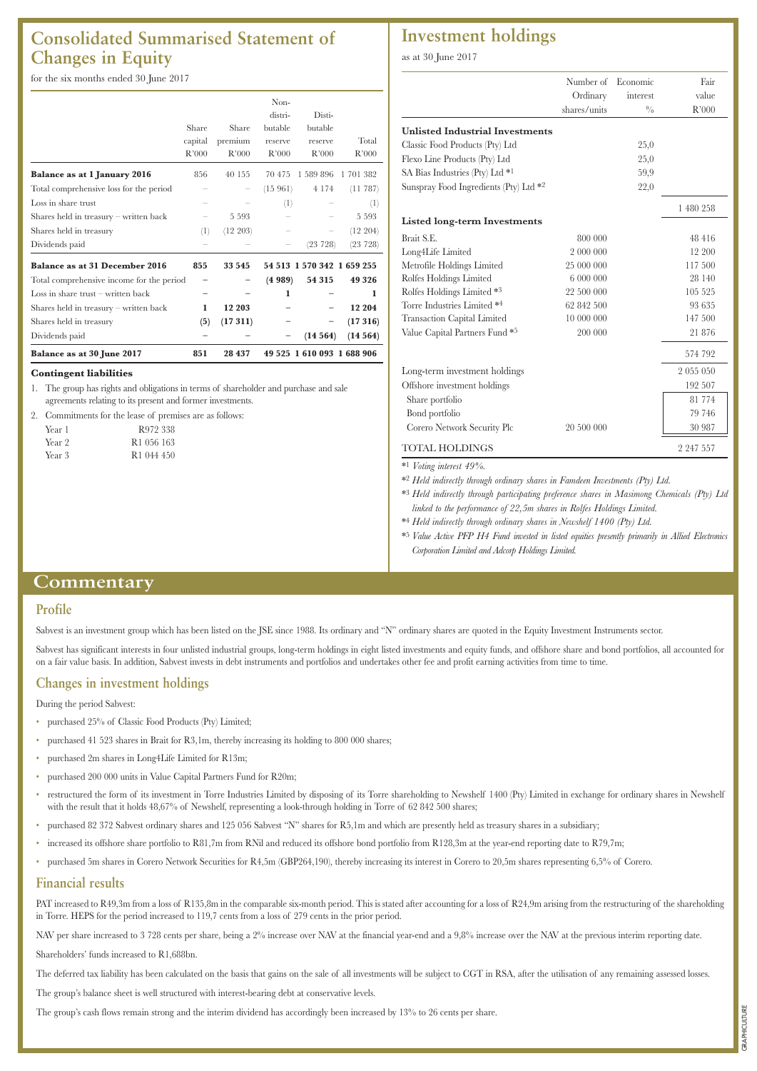## Consolidated Summarised Statement of Changes in Equity

for the six months ended 30 June 2017

| | Share capital R'000 | Share premium R'000 | Non-distributable reserve R'000 | Distributable reserve R'000 | Total R'000 |
|---|---|---|---|---|---|
| **Balance as at 1 January 2016** | 856 | 40 155 | 70 475 | 1 589 896 | 1 701 382 |
| Total comprehensive loss for the period | – | – | (15 961) | 4 174 | (11 787) |
| Loss in share trust | – | – | (1) | – | (1) |
| Shares held in treasury – written back | – | 5 593 | – | – | 5 593 |
| Shares held in treasury | (1) | (12 203) | – | – | (12 204) |
| Dividends paid | – | – | – | (23 728) | (23 728) |
| **Balance as at 31 December 2016** | **855** | **33 545** | **54 513** | **1 570 342** | **1 659 255** |
| Total comprehensive income for the period | – | – | **(4 989)** | **54 315** | **49 326** |
| Loss in share trust – written back | – | – | **1** | – | **1** |
| Shares held in treasury – written back | **1** | **12 203** | – | – | **12 204** |
| Shares held in treasury | **(5)** | **(17 311)** | – | – | **(17 316)** |
| Dividends paid | – | – | – | **(14 564)** | **(14 564)** |
| **Balance as at 30 June 2017** | **851** | **28 437** | **49 525** | **1 610 093** | **1 688 906** |

**Contingent liabilities**

1. The group has rights and obligations in terms of shareholder and purchase and sale agreements relating to its present and former investments.
2. Commitments for the lease of premises are as follows:

| | |
|---|---|
| Year 1 | R972 338 |
| Year 2 | R1 056 163 |
| Year 3 | R1 044 450 |

## Investment holdings

as at 30 June 2017

| | Number of Ordinary shares/units | Economic interest % | Fair value R'000 |
|---|---|---|---|
| **Unlisted Industrial Investments** | | | |
| Classic Food Products (Pty) Ltd | | 25,0 | |
| Flexo Line Products (Pty) Ltd | | 25,0 | |
| SA Bias Industries (Pty) Ltd *1 | | 59,9 | |
| Sunspray Food Ingredients (Pty) Ltd *2 | | 22,0 | |
| | | | 1 480 258 |
| **Listed long-term Investments** | | | |
| Brait S.E. | 800 000 | | 48 416 |
| Long4Life Limited | 2 000 000 | | 12 200 |
| Metrofile Holdings Limited | 25 000 000 | | 117 500 |
| Rolfes Holdings Limited | 6 000 000 | | 28 140 |
| Rolfes Holdings Limited *3 | 22 500 000 | | 105 525 |
| Torre Industries Limited *4 | 62 842 500 | | 93 635 |
| Transaction Capital Limited | 10 000 000 | | 147 500 |
| Value Capital Partners Fund *5 | 200 000 | | 21 876 |
| | | | 574 792 |
| Long-term investment holdings | | | 2 055 050 |
| Offshore investment holdings | | | 192 507 |
| Share portfolio | | | 81 774 |
| Bond portfolio | | | 79 746 |
| Corero Network Security Plc | 20 500 000 | | 30 987 |
| TOTAL HOLDINGS | | | 2 247 557 |

*1 *Voting interest 49%.*

*2 *Held indirectly through ordinary shares in Famdeen Investments (Pty) Ltd.*

*3 *Held indirectly through participating preference shares in Masimong Chemicals (Pty) Ltd linked to the performance of 22,5m shares in Rolfes Holdings Limited.*

*4 *Held indirectly through ordinary shares in Newshelf 1400 (Pty) Ltd.*

*5 *Value Active PFP H4 Fund invested in listed equities presently primarily in Allied Electronics Corporation Limited and Adcorp Holdings Limited.*

# Commentary

## Profile

Sabvest is an investment group which has been listed on the JSE since 1988. Its ordinary and "N" ordinary shares are quoted in the Equity Investment Instruments sector.

Sabvest has significant interests in four unlisted industrial groups, long-term holdings in eight listed investments and equity funds, and offshore share and bond portfolios, all accounted for on a fair value basis. In addition, Sabvest invests in debt instruments and portfolios and undertakes other fee and profit earning activities from time to time.

## Changes in investment holdings

During the period Sabvest:

- purchased 25% of Classic Food Products (Pty) Limited;
- purchased 41 523 shares in Brait for R3,1m, thereby increasing its holding to 800 000 shares;
- purchased 2m shares in Long4Life Limited for R13m;
- purchased 200 000 units in Value Capital Partners Fund for R20m;
- restructured the form of its investment in Torre Industries Limited by disposing of its Torre shareholding to Newshelf 1400 (Pty) Limited in exchange for ordinary shares in Newshelf with the result that it holds 48,67% of Newshelf, representing a look-through holding in Torre of 62 842 500 shares;
- purchased 82 372 Sabvest ordinary shares and 125 056 Sabvest "N" shares for R5,1m and which are presently held as treasury shares in a subsidiary;
- increased its offshore share portfolio to R81,7m from RNil and reduced its offshore bond portfolio from R128,3m at the year-end reporting date to R79,7m;
- purchased 5m shares in Corero Network Securities for R4,5m (GBP264,190), thereby increasing its interest in Corero to 20,5m shares representing 6,5% of Corero.

## Financial results

PAT increased to R49,3m from a loss of R135,8m in the comparable six-month period. This is stated after accounting for a loss of R24,9m arising from the restructuring of the shareholding in Torre. HEPS for the period increased to 119,7 cents from a loss of 279 cents in the prior period.

NAV per share increased to 3 728 cents per share, being a 2% increase over NAV at the financial year-end and a 9,8% increase over the NAV at the previous interim reporting date.

Shareholders' funds increased to R1,688bn.

The deferred tax liability has been calculated on the basis that gains on the sale of all investments will be subject to CGT in RSA, after the utilisation of any remaining assessed losses.

The group's balance sheet is well structured with interest-bearing debt at conservative levels.

The group's cash flows remain strong and the interim dividend has accordingly been increased by 13% to 26 cents per share.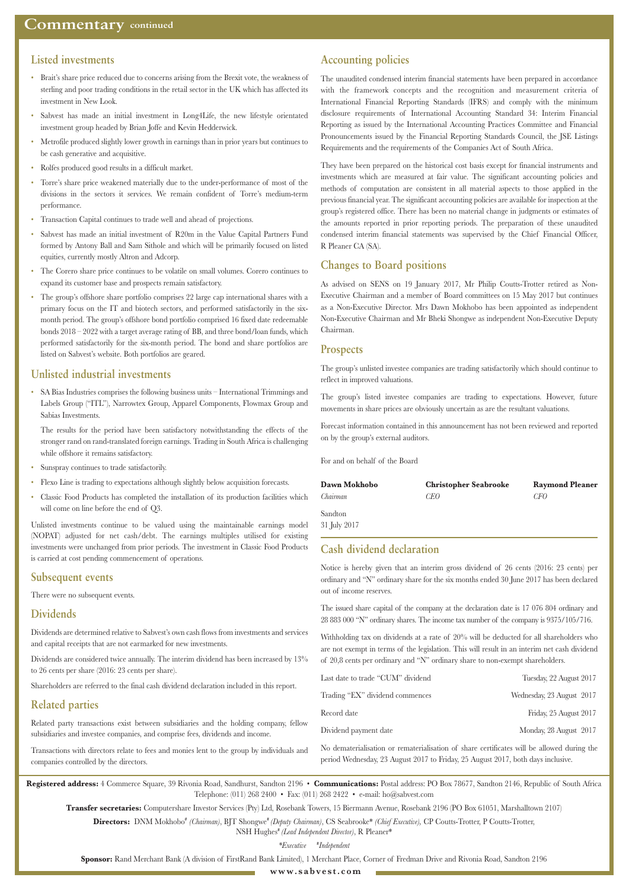# Commentary continued

## Listed investments

- Brait's share price reduced due to concerns arising from the Brexit vote, the weakness of sterling and poor trading conditions in the retail sector in the UK which has affected its investment in New Look.
- Sabvest has made an initial investment in Long4Life, the new lifestyle orientated investment group headed by Brian Joffe and Kevin Hedderwick.
- Metrofile produced slightly lower growth in earnings than in prior years but continues to be cash generative and acquisitive.
- Rolfes produced good results in a difficult market.
- Torre's share price weakened materially due to the under-performance of most of the divisions in the sectors it services. We remain confident of Torre's medium-term performance.
- Transaction Capital continues to trade well and ahead of projections.
- Sabvest has made an initial investment of R20m in the Value Capital Partners Fund formed by Antony Ball and Sam Sithole and which will be primarily focused on listed equities, currently mostly Altron and Adcorp.
- The Corero share price continues to be volatile on small volumes. Corero continues to expand its customer base and prospects remain satisfactory.
- The group's offshore share portfolio comprises 22 large cap international shares with a primary focus on the IT and biotech sectors, and performed satisfactorily in the six-month period. The group's offshore bond portfolio comprised 16 fixed date redeemable bonds 2018 – 2022 with a target average rating of BB, and three bond/loan funds, which performed satisfactorily for the six-month period. The bond and share portfolios are listed on Sabvest's website. Both portfolios are geared.

## Unlisted industrial investments

- SA Bias Industries comprises the following business units – International Trimmings and Labels Group ("ITL"), Narrowtex Group, Apparel Components, Flowmax Group and Sabias Investments.

  The results for the period have been satisfactory notwithstanding the effects of the stronger rand on rand-translated foreign earnings. Trading in South Africa is challenging while offshore it remains satisfactory.
- Sunspray continues to trade satisfactorily.
- Flexo Line is trading to expectations although slightly below acquisition forecasts.
- Classic Food Products has completed the installation of its production facilities which will come on line before the end of Q3.

Unlisted investments continue to be valued using the maintainable earnings model (NOPAT) adjusted for net cash/debt. The earnings multiples utilised for existing investments were unchanged from prior periods. The investment in Classic Food Products is carried at cost pending commencement of operations.

## Subsequent events

There were no subsequent events.

## Dividends

Dividends are determined relative to Sabvest's own cash flows from investments and services and capital receipts that are not earmarked for new investments.

Dividends are considered twice annually. The interim dividend has been increased by 13% to 26 cents per share (2016: 23 cents per share).

Shareholders are referred to the final cash dividend declaration included in this report.

## Related parties

Related party transactions exist between subsidiaries and the holding company, fellow subsidiaries and investee companies, and comprise fees, dividends and income.

Transactions with directors relate to fees and monies lent to the group by individuals and companies controlled by the directors.

## Accounting policies

The unaudited condensed interim financial statements have been prepared in accordance with the framework concepts and the recognition and measurement criteria of International Financial Reporting Standards (IFRS) and comply with the minimum disclosure requirements of International Accounting Standard 34: Interim Financial Reporting as issued by the International Accounting Practices Committee and Financial Pronouncements issued by the Financial Reporting Standards Council, the JSE Listings Requirements and the requirements of the Companies Act of South Africa.

They have been prepared on the historical cost basis except for financial instruments and investments which are measured at fair value. The significant accounting policies and methods of computation are consistent in all material aspects to those applied in the previous financial year. The significant accounting policies are available for inspection at the group's registered office. There has been no material change in judgments or estimates of the amounts reported in prior reporting periods. The preparation of these unaudited condensed interim financial statements was supervised by the Chief Financial Officer, R Pleaner CA (SA).

## Changes to Board positions

As advised on SENS on 19 January 2017, Mr Philip Coutts-Trotter retired as Non-Executive Chairman and a member of Board committees on 15 May 2017 but continues as a Non-Executive Director. Mrs Dawn Mokhobo has been appointed as independent Non-Executive Chairman and Mr Bheki Shongwe as independent Non-Executive Deputy Chairman.

## Prospects

The group's unlisted investee companies are trading satisfactorily which should continue to reflect in improved valuations.

The group's listed investee companies are trading to expectations. However, future movements in share prices are obviously uncertain as are the resultant valuations.

Forecast information contained in this announcement has not been reviewed and reported on by the group's external auditors.

For and on behalf of the Board

| **Dawn Mokhobo** | **Christopher Seabrooke** | **Raymond Pleaner** |
|---|---|---|
| *Chairman* | *CEO* | *CFO* |

Sandton
31 July 2017

## Cash dividend declaration

Notice is hereby given that an interim gross dividend of 26 cents (2016: 23 cents) per ordinary and "N" ordinary share for the six months ended 30 June 2017 has been declared out of income reserves.

The issued share capital of the company at the declaration date is 17 076 804 ordinary and 28 883 000 "N" ordinary shares. The income tax number of the company is 9375/105/716.

Withholding tax on dividends at a rate of 20% will be deducted for all shareholders who are not exempt in terms of the legislation. This will result in an interim net cash dividend of 20,8 cents per ordinary and "N" ordinary share to non-exempt shareholders.

| | |
|---|---|
| Last date to trade "CUM" dividend | Tuesday, 22 August 2017 |
| Trading "EX" dividend commences | Wednesday, 23 August 2017 |
| Record date | Friday, 25 August 2017 |
| Dividend payment date | Monday, 28 August 2017 |

No dematerialisation or rematerialisation of share certificates will be allowed during the period Wednesday, 23 August 2017 to Friday, 25 August 2017, both days inclusive.

**Registered address:** 4 Commerce Square, 39 Rivonia Road, Sandhurst, Sandton 2196 • **Communications:** Postal address: PO Box 78677, Sandton 2146, Republic of South Africa
Telephone: (011) 268 2400 • Fax: (011) 268 2422 • e-mail: ho@sabvest.com

**Transfer secretaries:** Computershare Investor Services (Pty) Ltd, Rosebank Towers, 15 Biermann Avenue, Rosebank 2196 (PO Box 61051, Marshalltown 2107)

**Directors:** DNM Mokhobo# *(Chairman)*, BJT Shongwe# *(Deputy Chairman)*, CS Seabrooke* *(Chief Executive)*, CP Coutts-Trotter, P Coutts-Trotter, NSH Hughes# *(Lead Independent Director)*, R Pleaner*

*\*Executive #Independent*

**Sponsor:** Rand Merchant Bank (A division of FirstRand Bank Limited), 1 Merchant Place, Corner of Fredman Drive and Rivonia Road, Sandton 2196

**www.sabvest.com**